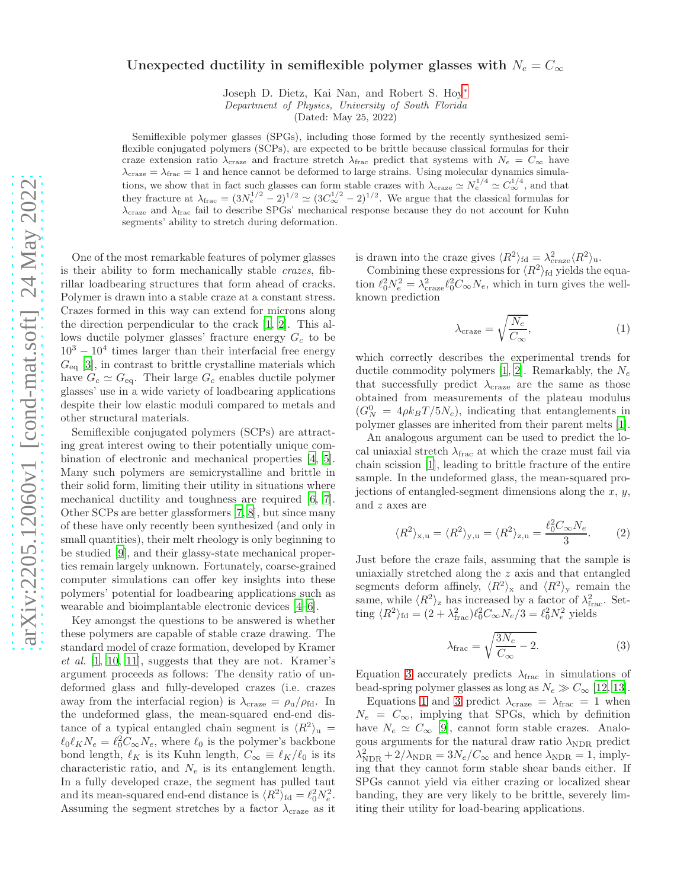# Unexpected ductility in semiflexible polymer glasses with $N_e = C_\infty$

Joseph D. Dietz, Kai Nan, and Robert S. Hoy[*]

*Department of Physics, University of South Florida*

(Dated: May 25, 2022)

Semiflexible polymer glasses (SPGs), including those formed by the recently synthesized semiflexible conjugated polymers (SCPs), are expected to be brittle because classical formulas for their craze extension ratio $\lambda_{\rm craze}$ and fracture stretch $\lambda_{\rm frac}$ predict that systems with $N_e = C_\infty$ have $\lambda_{\rm craze} = \lambda_{\rm frac} = 1$ and hence cannot be deformed to large strains. Using molecular dynamics simulations, we show that in fact such glasses can form stable crazes with $\lambda_{\rm craze} \simeq N_e^{1/4} \simeq C_\infty^{1/4}$, and that they fracture at $\lambda_{\rm frac} = (3N_e^{1/2} - 2)^{1/2} \simeq (3C_\infty^{1/2} - 2)^{1/2}$. We argue that the classical formulas for $\lambda_{\rm craze}$ and $\lambda_{\rm frac}$ fail to describe SPGs' mechanical response because they do not account for Kuhn segments' ability to stretch during deformation.

One of the most remarkable features of polymer glasses is their ability to form mechanically stable *crazes*, fibrillar loadbearing structures that form ahead of cracks. Polymer is drawn into a stable craze at a constant stress. Crazes formed in this way can extend for microns along the direction perpendicular to the crack [1, 2]. This allows ductile polymer glasses' fracture energy $G_c$ to be $10^3 - 10^4$ times larger than their interfacial free energy $G_{\rm eq}$ [3], in contrast to brittle crystalline materials which have $G_c \simeq G_{\rm eq}$. Their large $G_c$ enables ductile polymer glasses' use in a wide variety of loadbearing applications despite their low elastic moduli compared to metals and other structural materials.

Semiflexible conjugated polymers (SCPs) are attracting great interest owing to their potentially unique combination of electronic and mechanical properties [4, 5]. Many such polymers are semicrystalline and brittle in their solid form, limiting their utility in situations where mechanical ductility and toughness are required [6, 7]. Other SCPs are better glassformers [7, 8], but since many of these have only recently been synthesized (and only in small quantities), their melt rheology is only beginning to be studied [9], and their glassy-state mechanical properties remain largely unknown. Fortunately, coarse-grained computer simulations can offer key insights into these polymers' potential for loadbearing applications such as wearable and bioimplantable electronic devices [4–6].

Key amongst the questions to be answered is whether these polymers are capable of stable craze drawing. The standard model of craze formation, developed by Kramer *et al.* [1, 10, 11], suggests that they are not. Kramer's argument proceeds as follows: The density ratio of undeformed glass and fully-developed crazes (i.e. crazes away from the interfacial region) is $\lambda_{\rm craze} = \rho_{\rm u}/\rho_{\rm fd}$. In the undeformed glass, the mean-squared end-end distance of a typical entangled chain segment is $\langle R^2 \rangle_{\rm u} = \ell_0 \ell_K N_e = \ell_0^2 C_\infty N_e$, where $\ell_0$ is the polymer's backbone bond length, $\ell_K$ is its Kuhn length, $C_\infty \equiv \ell_K/\ell_0$ is its characteristic ratio, and $N_e$ is its entanglement length. In a fully developed craze, the segment has pulled taut and its mean-squared end-end distance is $\langle R^2 \rangle_{\rm fd} = \ell_0^2 N_e^2$. Assuming the segment stretches by a factor $\lambda_{\rm craze}$ as it is drawn into the craze gives $\langle R^2 \rangle_{\rm fd} = \lambda_{\rm craze}^2 \langle R^2 \rangle_{\rm u}$.

Combining these expressions for $\langle R^2 \rangle_{\rm fd}$ yields the equation $\ell_0^2 N_e^2 = \lambda_{\rm craze}^2 \ell_0^2 C_\infty N_e$, which in turn gives the well-known prediction

$$\lambda_{\rm craze} = \sqrt{\frac{N_e}{C_\infty}}, \tag{1}$$

which correctly describes the experimental trends for ductile commodity polymers [1, 2]. Remarkably, the $N_e$ that successfully predict $\lambda_{\rm craze}$ are the same as those obtained from measurements of the plateau modulus ($G_N^0 = 4\rho k_B T/5N_e$), indicating that entanglements in polymer glasses are inherited from their parent melts [1].

An analogous argument can be used to predict the local uniaxial stretch $\lambda_{\rm frac}$ at which the craze must fail via chain scission [1], leading to brittle fracture of the entire sample. In the undeformed glass, the mean-squared projections of entangled-segment dimensions along the $x$, $y$, and $z$ axes are

$$\langle R^2 \rangle_{\rm x,u} = \langle R^2 \rangle_{\rm y,u} = \langle R^2 \rangle_{\rm z,u} = \frac{\ell_0^2 C_\infty N_e}{3}. \tag{2}$$

Just before the craze fails, assuming that the sample is uniaxially stretched along the $z$ axis and that entangled segments deform affinely, $\langle R^2 \rangle_{\rm x}$ and $\langle R^2 \rangle_{\rm y}$ remain the same, while $\langle R^2 \rangle_{\rm z}$ has increased by a factor of $\lambda_{\rm frac}^2$. Setting $\langle R^2 \rangle_{\rm fd} = (2 + \lambda_{\rm frac}^2)\ell_0^2 C_\infty N_e/3 = \ell_0^2 N_e^2$ yields

$$\lambda_{\rm frac} = \sqrt{\frac{3N_e}{C_\infty} - 2}. \tag{3}$$

Equation 3 accurately predicts $\lambda_{\rm frac}$ in simulations of bead-spring polymer glasses as long as $N_e \gg C_\infty$ [12, 13].

Equations 1 and 3 predict $\lambda_{\rm craze} = \lambda_{\rm frac} = 1$ when $N_e = C_\infty$, implying that SPGs, which by definition have $N_e \simeq C_\infty$ [9], cannot form stable crazes. Analogous arguments for the natural draw ratio $\lambda_{\rm NDR}$ predict $\lambda_{\rm NDR}^2 + 2/\lambda_{\rm NDR} = 3N_e/C_\infty$ and hence $\lambda_{\rm NDR} = 1$, implying that they cannot form stable shear bands either. If SPGs cannot yield via either crazing or localized shear banding, they are very likely to be brittle, severely limiting their utility for load-bearing applications.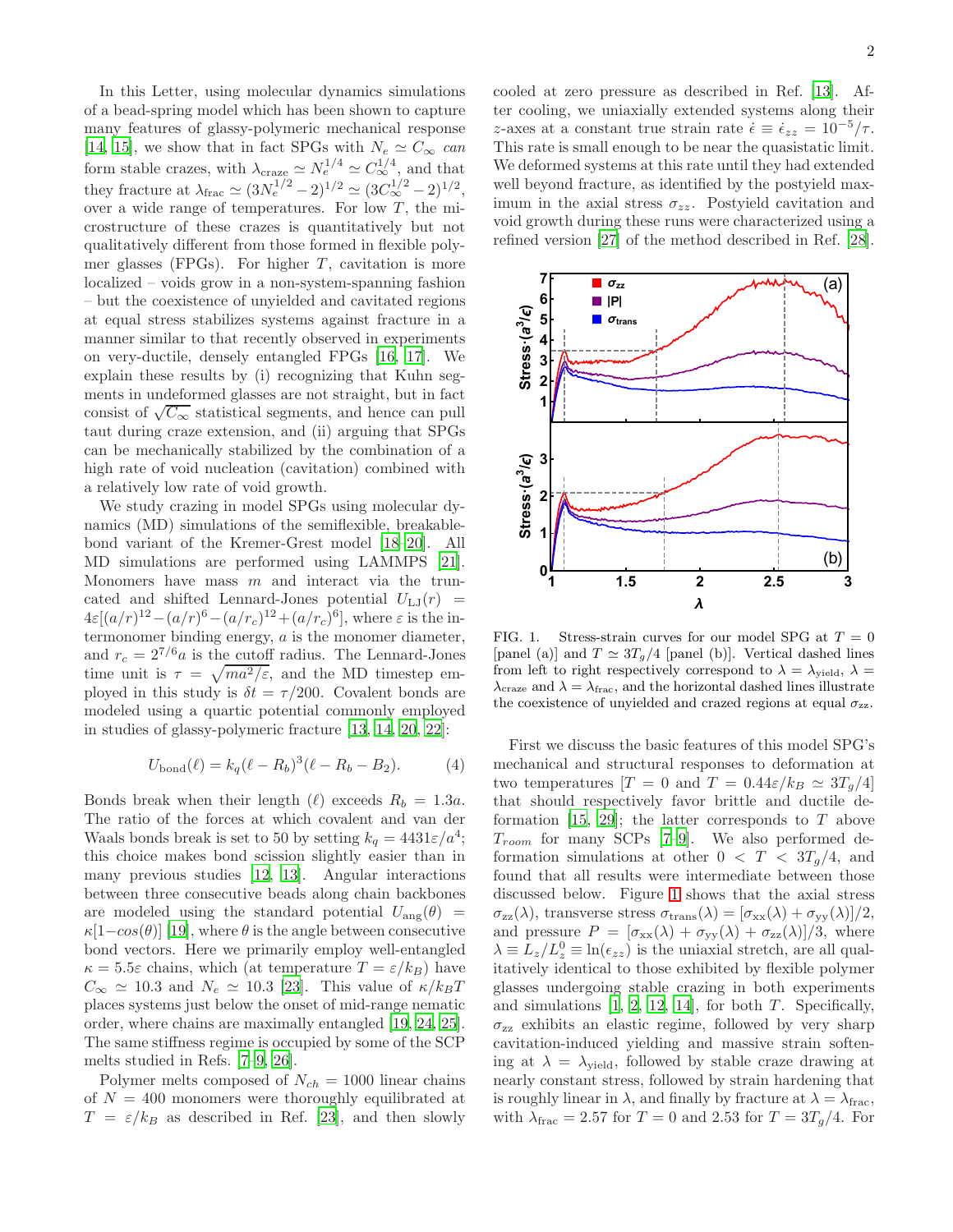In this Letter, using molecular dynamics simulations of a bead-spring model which has been shown to capture many features of glassy-polymeric mechanical response [14, 15], we show that in fact SPGs with $N_e \simeq C_\infty$ *can* form stable crazes, with $\lambda_{\rm craze} \simeq N_e^{1/4} \simeq C_\infty^{1/4}$, and that they fracture at $\lambda_{\rm frac} \simeq (3N_e^{1/2}-2)^{1/2} \simeq (3C_\infty^{1/2}-2)^{1/2}$, over a wide range of temperatures. For low $T$, the microstructure of these crazes is quantitatively but not qualitatively different from those formed in flexible polymer glasses (FPGs). For higher $T$, cavitation is more localized – voids grow in a non-system-spanning fashion – but the coexistence of unyielded and cavitated regions at equal stress stabilizes systems against fracture in a manner similar to that recently observed in experiments on very-ductile, densely entangled FPGs [16, 17]. We explain these results by (i) recognizing that Kuhn segments in undeformed glasses are not straight, but in fact consist of $\sqrt{C_\infty}$ statistical segments, and hence can pull taut during craze extension, and (ii) arguing that SPGs can be mechanically stabilized by the combination of a high rate of void nucleation (cavitation) combined with a relatively low rate of void growth.

We study crazing in model SPGs using molecular dynamics (MD) simulations of the semiflexible, breakable-bond variant of the Kremer-Grest model [18–20]. All MD simulations are performed using LAMMPS [21]. Monomers have mass $m$ and interact via the truncated and shifted Lennard-Jones potential $U_{\rm LJ}(r) = 4\varepsilon[(a/r)^{12} - (a/r)^6 - (a/r_c)^{12} + (a/r_c)^6]$, where $\varepsilon$ is the intermonomer binding energy, $a$ is the monomer diameter, and $r_c = 2^{7/6}a$ is the cutoff radius. The Lennard-Jones time unit is $\tau = \sqrt{ma^2/\varepsilon}$, and the MD timestep employed in this study is $\delta t = \tau/200$. Covalent bonds are modeled using a quartic potential commonly employed in studies of glassy-polymeric fracture [13, 14, 20, 22]:

$$U_{\rm bond}(\ell) = k_q(\ell - R_b)^3(\ell - R_b - B_2). \qquad (4)$$

Bonds break when their length ($\ell$) exceeds $R_b = 1.3a$. The ratio of the forces at which covalent and van der Waals bonds break is set to 50 by setting $k_q = 4431\varepsilon/a^4$; this choice makes bond scission slightly easier than in many previous studies [12, 13]. Angular interactions between three consecutive beads along chain backbones are modeled using the standard potential $U_{\rm ang}(\theta) = \kappa[1 - cos(\theta)]$ [19], where $\theta$ is the angle between consecutive bond vectors. Here we primarily employ well-entangled $\kappa = 5.5\varepsilon$ chains, which (at temperature $T = \varepsilon/k_B$) have $C_\infty \simeq 10.3$ and $N_e \simeq 10.3$ [23]. This value of $\kappa/k_BT$ places systems just below the onset of mid-range nematic order, where chains are maximally entangled [19, 24, 25]. The same stiffness regime is occupied by some of the SCP melts studied in Refs. [7–9, 26].

Polymer melts composed of $N_{ch} = 1000$ linear chains of $N = 400$ monomers were thoroughly equilibrated at $T = \varepsilon/k_B$ as described in Ref. [23], and then slowly cooled at zero pressure as described in Ref. [13]. After cooling, we uniaxially extended systems along their $z$-axes at a constant true strain rate $\dot{\epsilon} \equiv \dot{\epsilon}_{zz} = 10^{-5}/\tau$. This rate is small enough to be near the quasistatic limit. We deformed systems at this rate until they had extended well beyond fracture, as identified by the postyield maximum in the axial stress $\sigma_{zz}$. Postyield cavitation and void growth during these runs were characterized using a refined version [27] of the method described in Ref. [28].

FIG. 1. Stress-strain curves for our model SPG at $T = 0$ [panel (a)] and $T \simeq 3T_g/4$ [panel (b)]. Vertical dashed lines from left to right respectively correspond to $\lambda = \lambda_{\rm yield}$, $\lambda = \lambda_{\rm craze}$ and $\lambda = \lambda_{\rm frac}$, and the horizontal dashed lines illustrate the coexistence of unyielded and crazed regions at equal $\sigma_{zz}$.

First we discuss the basic features of this model SPG's mechanical and structural responses to deformation at two temperatures [$T = 0$ and $T = 0.44\varepsilon/k_B \simeq 3T_g/4$] that should respectively favor brittle and ductile deformation [15, 29]; the latter corresponds to $T$ above $T_{room}$ for many SCPs [7–9]. We also performed deformation simulations at other $0 < T < 3T_g/4$, and found that all results were intermediate between those discussed below. Figure 1 shows that the axial stress $\sigma_{zz}(\lambda)$, transverse stress $\sigma_{\rm trans}(\lambda) = [\sigma_{\rm xx}(\lambda) + \sigma_{\rm yy}(\lambda)]/2$, and pressure $P = [\sigma_{\rm xx}(\lambda) + \sigma_{\rm yy}(\lambda) + \sigma_{\rm zz}(\lambda)]/3$, where $\lambda \equiv L_z/L_z^0 \equiv \ln(\epsilon_{zz})$ is the uniaxial stretch, are all qualitatively identical to those exhibited by flexible polymer glasses undergoing stable crazing in both experiments and simulations [1, 2, 12, 14], for both $T$. Specifically, $\sigma_{zz}$ exhibits an elastic regime, followed by very sharp cavitation-induced yielding and massive strain softening at $\lambda = \lambda_{\rm yield}$, followed by stable craze drawing at nearly constant stress, followed by strain hardening that is roughly linear in $\lambda$, and finally by fracture at $\lambda = \lambda_{\rm frac}$, with $\lambda_{\rm frac} = 2.57$ for $T = 0$ and $2.53$ for $T = 3T_g/4$. For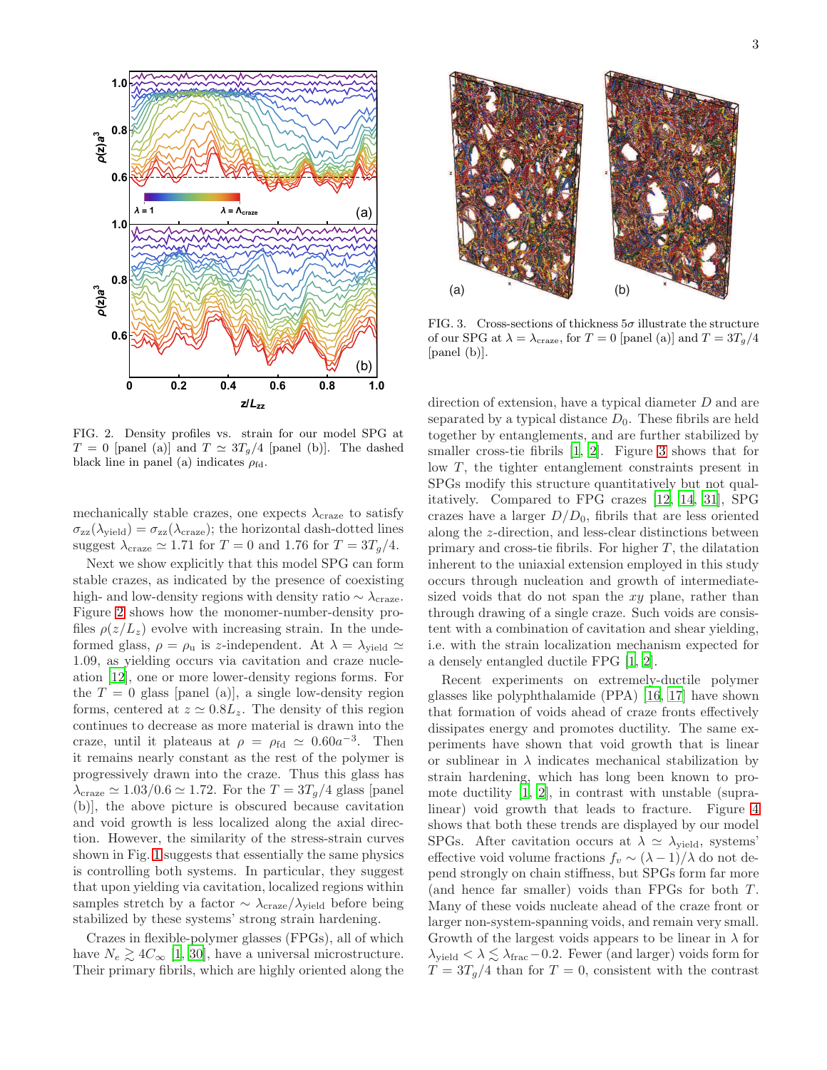FIG. 2. Density profiles vs. strain for our model SPG at $T = 0$ [panel (a)] and $T \simeq 3T_g/4$ [panel (b)]. The dashed black line in panel (a) indicates $\rho_{\rm fd}$.

mechanically stable crazes, one expects $\lambda_{\rm craze}$ to satisfy $\sigma_{zz}(\lambda_{\rm yield}) = \sigma_{zz}(\lambda_{\rm craze})$; the horizontal dash-dotted lines suggest $\lambda_{\rm craze} \simeq 1.71$ for $T = 0$ and 1.76 for $T = 3T_g/4$.

Next we show explicitly that this model SPG can form stable crazes, as indicated by the presence of coexisting high- and low-density regions with density ratio $\sim \lambda_{\rm craze}$. Figure 2 shows how the monomer-number-density profiles $\rho(z/L_z)$ evolve with increasing strain. In the undeformed glass, $\rho = \rho_{\rm u}$ is $z$-independent. At $\lambda = \lambda_{\rm yield} \simeq 1.09$, as yielding occurs via cavitation and craze nucleation [12], one or more lower-density regions forms. For the $T = 0$ glass [panel (a)], a single low-density region forms, centered at $z \simeq 0.8L_z$. The density of this region continues to decrease as more material is drawn into the craze, until it plateaus at $\rho = \rho_{\rm fd} \simeq 0.60a^{-3}$. Then it remains nearly constant as the rest of the polymer is progressively drawn into the craze. Thus this glass has $\lambda_{\rm craze} \simeq 1.03/0.6 \simeq 1.72$. For the $T = 3T_g/4$ glass [panel (b)], the above picture is obscured because cavitation and void growth is less localized along the axial direction. However, the similarity of the stress-strain curves shown in Fig. 1 suggests that essentially the same physics is controlling both systems. In particular, they suggest that upon yielding via cavitation, localized regions within samples stretch by a factor $\sim \lambda_{\rm craze}/\lambda_{\rm yield}$ before being stabilized by these systems' strong strain hardening.

Crazes in flexible-polymer glasses (FPGs), all of which have $N_e \gtrsim 4C_\infty$ [1, 30], have a universal microstructure. Their primary fibrils, which are highly oriented along the direction of extension, have a typical diameter $D$ and are separated by a typical distance $D_0$. These fibrils are held together by entanglements, and are further stabilized by smaller cross-tie fibrils [1, 2]. Figure 3 shows that for low $T$, the tighter entanglement constraints present in SPGs modify this structure quantitatively but not qualitatively. Compared to FPG crazes [12, 14, 31], SPG crazes have a larger $D/D_0$, fibrils that are less oriented along the $z$-direction, and less-clear distinctions between primary and cross-tie fibrils. For higher $T$, the dilatation inherent to the uniaxial extension employed in this study occurs through nucleation and growth of intermediate-sized voids that do not span the $xy$ plane, rather than through drawing of a single craze. Such voids are consistent with a combination of cavitation and shear yielding, i.e. with the strain localization mechanism expected for a densely entangled ductile FPG [1, 2].

FIG. 3. Cross-sections of thickness $5\sigma$ illustrate the structure of our SPG at $\lambda = \lambda_{\rm craze}$, for $T = 0$ [panel (a)] and $T = 3T_g/4$ [panel (b)].

Recent experiments on extremely-ductile polymer glasses like polyphthalamide (PPA) [16, 17] have shown that formation of voids ahead of craze fronts effectively dissipates energy and promotes ductility. The same experiments have shown that void growth that is linear or sublinear in $\lambda$ indicates mechanical stabilization by strain hardening, which has long been known to promote ductility [1, 2], in contrast with unstable (supralinear) void growth that leads to fracture. Figure 4 shows that both these trends are displayed by our model SPGs. After cavitation occurs at $\lambda \simeq \lambda_{\rm yield}$, systems' effective void volume fractions $f_v \sim (\lambda - 1)/\lambda$ do not depend strongly on chain stiffness, but SPGs form far more (and hence far smaller) voids than FPGs for both $T$. Many of these voids nucleate ahead of the craze front or larger non-system-spanning voids, and remain very small. Growth of the largest voids appears to be linear in $\lambda$ for $\lambda_{\rm yield} < \lambda \lesssim \lambda_{\rm frac} - 0.2$. Fewer (and larger) voids form for $T = 3T_g/4$ than for $T = 0$, consistent with the contrast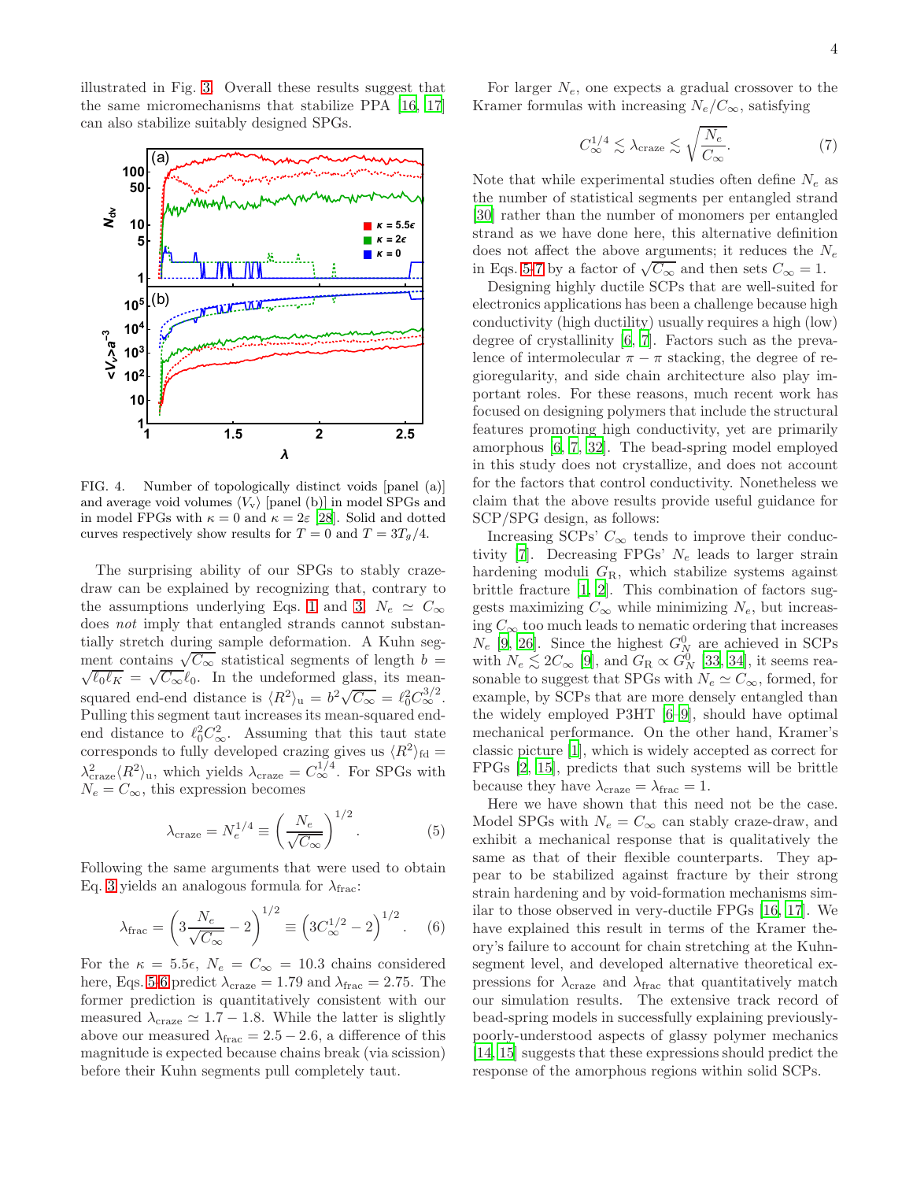illustrated in Fig. 3. Overall these results suggest that the same micromechanisms that stabilize PPA [16, 17] can also stabilize suitably designed SPGs.

FIG. 4. Number of topologically distinct voids [panel (a)] and average void volumes $\langle V_v \rangle$ [panel (b)] in model SPGs and in model FPGs with $\kappa = 0$ and $\kappa = 2\varepsilon$ [28]. Solid and dotted curves respectively show results for $T = 0$ and $T = 3T_g/4$.

The surprising ability of our SPGs to stably craze-draw can be explained by recognizing that, contrary to the assumptions underlying Eqs. 1 and 3, $N_e \simeq C_\infty$ does *not* imply that entangled strands cannot substantially stretch during sample deformation. A Kuhn segment contains $\sqrt{C_\infty}$ statistical segments of length $b = \sqrt{\ell_0 \ell_K} = \sqrt{C_\infty}\ell_0$. In the undeformed glass, its mean-squared end-end distance is $\langle R^2 \rangle_{\rm u} = b^2\sqrt{C_\infty} = \ell_0^2 C_\infty^{3/2}$. Pulling this segment taut increases its mean-squared end-end distance to $\ell_0^2 C_\infty^2$. Assuming that this taut state corresponds to fully developed crazing gives us $\langle R^2 \rangle_{\rm fd} = \lambda_{\rm craze}^2 \langle R^2 \rangle_{\rm u}$, which yields $\lambda_{\rm craze} = C_\infty^{1/4}$. For SPGs with $N_e = C_\infty$, this expression becomes

$$\lambda_{\rm craze} = N_e^{1/4} \equiv \left(\frac{N_e}{\sqrt{C_\infty}}\right)^{1/2}. \tag{5}$$

Following the same arguments that were used to obtain Eq. 3 yields an analogous formula for $\lambda_{\rm frac}$:

$$\lambda_{\rm frac} = \left(3\frac{N_e}{\sqrt{C_\infty}} - 2\right)^{1/2} \equiv \left(3C_\infty^{1/2} - 2\right)^{1/2}. \tag{6}$$

For the $\kappa = 5.5\epsilon$, $N_e = C_\infty = 10.3$ chains considered here, Eqs. 5-6 predict $\lambda_{\rm craze} = 1.79$ and $\lambda_{\rm frac} = 2.75$. The former prediction is quantitatively consistent with our measured $\lambda_{\rm craze} \simeq 1.7 - 1.8$. While the latter is slightly above our measured $\lambda_{\rm frac} = 2.5 - 2.6$, a difference of this magnitude is expected because chains break (via scission) before their Kuhn segments pull completely taut.

For larger $N_e$, one expects a gradual crossover to the Kramer formulas with increasing $N_e/C_\infty$, satisfying

$$C_\infty^{1/4} \lesssim \lambda_{\rm craze} \lesssim \sqrt{\frac{N_e}{C_\infty}}. \tag{7}$$

Note that while experimental studies often define $N_e$ as the number of statistical segments per entangled strand [30] rather than the number of monomers per entangled strand as we have done here, this alternative definition does not affect the above arguments; it reduces the $N_e$ in Eqs. 5-7 by a factor of $\sqrt{C_\infty}$ and then sets $C_\infty = 1$.

Designing highly ductile SCPs that are well-suited for electronics applications has been a challenge because high conductivity (high ductility) usually requires a high (low) degree of crystallinity [6, 7]. Factors such as the prevalence of intermolecular $\pi - \pi$ stacking, the degree of regioregularity, and side chain architecture also play important roles. For these reasons, much recent work has focused on designing polymers that include the structural features promoting high conductivity, yet are primarily amorphous [6, 7, 32]. The bead-spring model employed in this study does not crystallize, and does not account for the factors that control conductivity. Nonetheless we claim that the above results provide useful guidance for SCP/SPG design, as follows:

Increasing SCPs' $C_\infty$ tends to improve their conductivity [7]. Decreasing FPGs' $N_e$ leads to larger strain hardening moduli $G_{\rm R}$, which stabilize systems against brittle fracture [1, 2]. This combination of factors suggests maximizing $C_\infty$ while minimizing $N_e$, but increasing $C_\infty$ too much leads to nematic ordering that increases $N_e$ [9, 26]. Since the highest $G_N^0$ are achieved in SCPs with $N_e \lesssim 2C_\infty$ [9], and $G_{\rm R} \propto G_N^0$ [33, 34], it seems reasonable to suggest that SPGs with $N_e \simeq C_\infty$, formed, for example, by SCPs that are more densely entangled than the widely employed P3HT [6–9], should have optimal mechanical performance. On the other hand, Kramer's classic picture [1], which is widely accepted as correct for FPGs [2, 15], predicts that such systems will be brittle because they have $\lambda_{\rm craze} = \lambda_{\rm frac} = 1$.

Here we have shown that this need not be the case. Model SPGs with $N_e = C_\infty$ can stably craze-draw, and exhibit a mechanical response that is qualitatively the same as that of their flexible counterparts. They appear to be stabilized against fracture by their strong strain hardening and by void-formation mechanisms similar to those observed in very-ductile FPGs [16, 17]. We have explained this result in terms of the Kramer theory's failure to account for chain stretching at the Kuhn-segment level, and developed alternative theoretical expressions for $\lambda_{\rm craze}$ and $\lambda_{\rm frac}$ that quantitatively match our simulation results. The extensive track record of bead-spring models in successfully explaining previously-poorly-understood aspects of glassy polymer mechanics [14, 15] suggests that these expressions should predict the response of the amorphous regions within solid SCPs.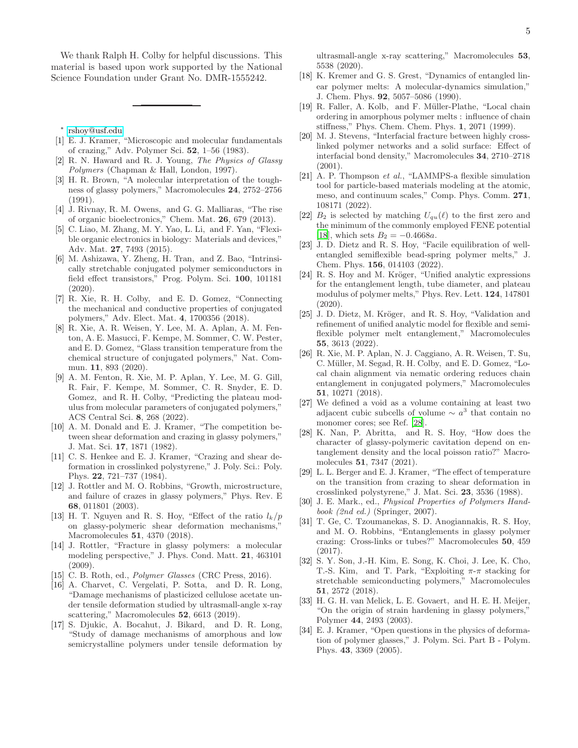We thank Ralph H. Colby for helpful discussions. This material is based upon work supported by the National Science Foundation under Grant No. DMR-1555242.

---

* rshoy@usf.edu

[1] E. J. Kramer, "Microscopic and molecular fundamentals of crazing," Adv. Polymer Sci. **52**, 1–56 (1983).

[2] R. N. Haward and R. J. Young, *The Physics of Glassy Polymers* (Chapman & Hall, London, 1997).

[3] H. R. Brown, "A molecular interpretation of the toughness of glassy polymers," Macromolecules **24**, 2752–2756 (1991).

[4] J. Rivnay, R. M. Owens, and G. G. Malliaras, "The rise of organic bioelectronics," Chem. Mat. **26**, 679 (2013).

[5] C. Liao, M. Zhang, M. Y. Yao, L. Li, and F. Yan, "Flexible organic electronics in biology: Materials and devices," Adv. Mat. **27**, 7493 (2015).

[6] M. Ashizawa, Y. Zheng, H. Tran, and Z. Bao, "Intrinsically stretchable conjugated polymer semiconductors in field effect transistors," Prog. Polym. Sci. **100**, 101181 (2020).

[7] R. Xie, R. H. Colby, and E. D. Gomez, "Connecting the mechanical and conductive properties of conjugated polymers," Adv. Elect. Mat. **4**, 1700356 (2018).

[8] R. Xie, A. R. Weisen, Y. Lee, M. A. Aplan, A. M. Fenton, A. E. Masucci, F. Kempe, M. Sommer, C. W. Pester, and E. D. Gomez, "Glass transition temperature from the chemical structure of conjugated polymers," Nat. Commun. **11**, 893 (2020).

[9] A. M. Fenton, R. Xie, M. P. Aplan, Y. Lee, M. G. Gill, R. Fair, F. Kempe, M. Sommer, C. R. Snyder, E. D. Gomez, and R. H. Colby, "Predicting the plateau modulus from molecular parameters of conjugated polymers," ACS Central Sci. **8**, 268 (2022).

[10] A. M. Donald and E. J. Kramer, "The competition between shear deformation and crazing in glassy polymers," J. Mat. Sci. **17**, 1871 (1982).

[11] C. S. Henkee and E. J. Kramer, "Crazing and shear deformation in crosslinked polystyrene," J. Poly. Sci.: Poly. Phys. **22**, 721–737 (1984).

[12] J. Rottler and M. O. Robbins, "Growth, microstructure, and failure of crazes in glassy polymers," Phys. Rev. E **68**, 011801 (2003).

[13] H. T. Nguyen and R. S. Hoy, "Effect of the ratio $l_k/p$ on glassy-polymeric shear deformation mechanisms," Macromolecules **51**, 4370 (2018).

[14] J. Rottler, "Fracture in glassy polymers: a molecular modeling perspective," J. Phys. Cond. Matt. **21**, 463101 (2009).

[15] C. B. Roth, ed., *Polymer Glasses* (CRC Press, 2016).

[16] A. Charvet, C. Vergelati, P. Sotta, and D. R. Long, "Damage mechanisms of plasticized cellulose acetate under tensile deformation studied by ultrasmall-angle x-ray scattering," Macromolecules **52**, 6613 (2019).

[17] S. Djukic, A. Bocahut, J. Bikard, and D. R. Long, "Study of damage mechanisms of amorphous and low semicrystalline polymers under tensile deformation by ultrasmall-angle x-ray scattering," Macromolecules **53**, 5538 (2020).

[18] K. Kremer and G. S. Grest, "Dynamics of entangled linear polymer melts: A molecular-dynamics simulation," J. Chem. Phys. **92**, 5057–5086 (1990).

[19] R. Faller, A. Kolb, and F. Müller-Plathe, "Local chain ordering in amorphous polymer melts : influence of chain stiffness," Phys. Chem. Chem. Phys. **1**, 2071 (1999).

[20] M. J. Stevens, "Interfacial fracture between highly cross-linked polymer networks and a solid surface: Effect of interfacial bond density," Macromolecules **34**, 2710–2718 (2001).

[21] A. P. Thompson *et al.*, "LAMMPS-a flexible simulation tool for particle-based materials modeling at the atomic, meso, and continuum scales," Comp. Phys. Comm. **271**, 108171 (2022).

[22] $B_2$ is selected by matching $U_{qu}(\ell)$ to the first zero and the minimum of the commonly employed FENE potential [18], which sets $B_2 = -0.4668a$.

[23] J. D. Dietz and R. S. Hoy, "Facile equilibration of well-entangled semiflexible bead-spring polymer melts," J. Chem. Phys. **156**, 014103 (2022).

[24] R. S. Hoy and M. Kröger, "Unified analytic expressions for the entanglement length, tube diameter, and plateau modulus of polymer melts," Phys. Rev. Lett. **124**, 147801 (2020).

[25] J. D. Dietz, M. Kröger, and R. S. Hoy, "Validation and refinement of unified analytic model for flexible and semi-flexible polymer melt entanglement," Macromolecules **55**, 3613 (2022).

[26] R. Xie, M. P. Aplan, N. J. Caggiano, A. R. Weisen, T. Su, C. Müller, M. Segad, R. H. Colby, and E. D. Gomez, "Local chain alignment via nematic ordering reduces chain entanglement in conjugated polymers," Macromolecules **51**, 10271 (2018).

[27] We defined a void as a volume containing at least two adjacent cubic subcells of volume $\sim a^3$ that contain no monomer cores; see Ref. [28].

[28] K. Nan, P. Abritta, and R. S. Hoy, "How does the character of glassy-polymeric cavitation depend on entanglement density and the local poisson ratio?" Macromolecules **51**, 7347 (2021).

[29] L. L. Berger and E. J. Kramer, "The effect of temperature on the transition from crazing to shear deformation in crosslinked polystyrene," J. Mat. Sci. **23**, 3536 (1988).

[30] J. E. Mark., ed., *Physical Properties of Polymers Handbook (2nd ed.)* (Springer, 2007).

[31] T. Ge, C. Tzoumanekas, S. D. Anogiannakis, R. S. Hoy, and M. O. Robbins, "Entanglements in glassy polymer crazing: Cross-links or tubes?" Macromolecules **50**, 459 (2017).

[32] S. Y. Son, J.-H. Kim, E. Song, K. Choi, J. Lee, K. Cho, T.-S. Kim, and T. Park, "Exploiting π-π stacking for stretchable semiconducting polymers," Macromolecules **51**, 2572 (2018).

[33] H. G. H. van Melick, L. E. Govaert, and H. E. H. Meijer, "On the origin of strain hardening in glassy polymers," Polymer **44**, 2493 (2003).

[34] E. J. Kramer, "Open questions in the physics of deformation of polymer glasses," J. Polym. Sci. Part B - Polym. Phys. **43**, 3369 (2005).